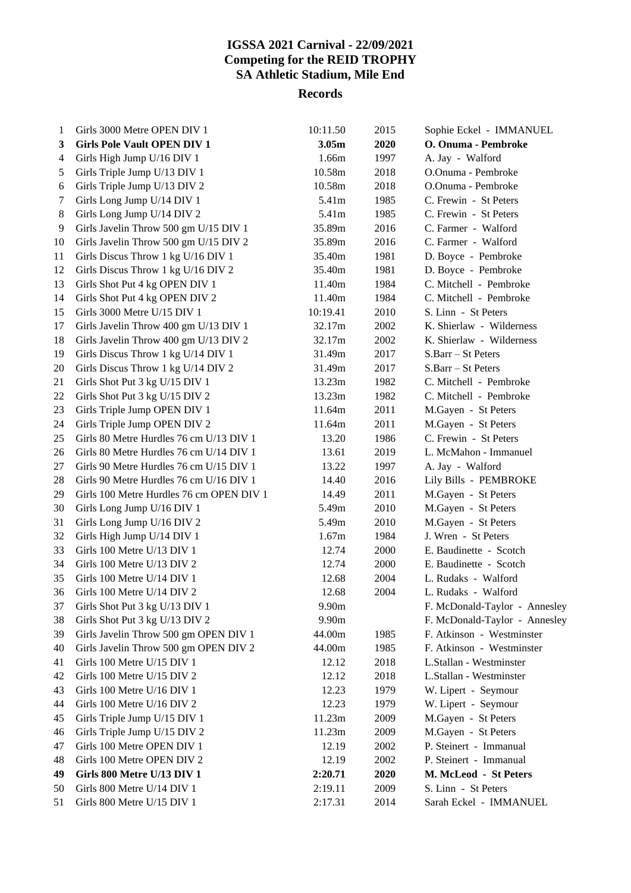# IGSSA 2021 Carnival - 22/09/2021
## Competing for the REID TROPHY
## SA Athletic Stadium, Mile End

### Records

| | | | | |
|---|---|---|---|---|
| 1 | Girls 3000 Metre OPEN DIV 1 | 10:11.50 | 2015 | Sophie Eckel - IMMANUEL |
| **3** | **Girls Pole Vault OPEN DIV 1** | **3.05m** | **2020** | **O. Onuma - Pembroke** |
| 4 | Girls High Jump U/16 DIV 1 | 1.66m | 1997 | A. Jay - Walford |
| 5 | Girls Triple Jump U/13 DIV 1 | 10.58m | 2018 | O.Onuma - Pembroke |
| 6 | Girls Triple Jump U/13 DIV 2 | 10.58m | 2018 | O.Onuma - Pembroke |
| 7 | Girls Long Jump U/14 DIV 1 | 5.41m | 1985 | C. Frewin - St Peters |
| 8 | Girls Long Jump U/14 DIV 2 | 5.41m | 1985 | C. Frewin - St Peters |
| 9 | Girls Javelin Throw 500 gm U/15 DIV 1 | 35.89m | 2016 | C. Farmer - Walford |
| 10 | Girls Javelin Throw 500 gm U/15 DIV 2 | 35.89m | 2016 | C. Farmer - Walford |
| 11 | Girls Discus Throw 1 kg U/16 DIV 1 | 35.40m | 1981 | D. Boyce - Pembroke |
| 12 | Girls Discus Throw 1 kg U/16 DIV 2 | 35.40m | 1981 | D. Boyce - Pembroke |
| 13 | Girls Shot Put 4 kg OPEN DIV 1 | 11.40m | 1984 | C. Mitchell - Pembroke |
| 14 | Girls Shot Put 4 kg OPEN DIV 2 | 11.40m | 1984 | C. Mitchell - Pembroke |
| 15 | Girls 3000 Metre U/15 DIV 1 | 10:19.41 | 2010 | S. Linn - St Peters |
| 17 | Girls Javelin Throw 400 gm U/13 DIV 1 | 32.17m | 2002 | K. Shierlaw - Wilderness |
| 18 | Girls Javelin Throw 400 gm U/13 DIV 2 | 32.17m | 2002 | K. Shierlaw - Wilderness |
| 19 | Girls Discus Throw 1 kg U/14 DIV 1 | 31.49m | 2017 | S.Barr – St Peters |
| 20 | Girls Discus Throw 1 kg U/14 DIV 2 | 31.49m | 2017 | S.Barr – St Peters |
| 21 | Girls Shot Put 3 kg U/15 DIV 1 | 13.23m | 1982 | C. Mitchell - Pembroke |
| 22 | Girls Shot Put 3 kg U/15 DIV 2 | 13.23m | 1982 | C. Mitchell - Pembroke |
| 23 | Girls Triple Jump OPEN DIV 1 | 11.64m | 2011 | M.Gayen - St Peters |
| 24 | Girls Triple Jump OPEN DIV 2 | 11.64m | 2011 | M.Gayen - St Peters |
| 25 | Girls 80 Metre Hurdles 76 cm U/13 DIV 1 | 13.20 | 1986 | C. Frewin - St Peters |
| 26 | Girls 80 Metre Hurdles 76 cm U/14 DIV 1 | 13.61 | 2019 | L. McMahon - Immanuel |
| 27 | Girls 90 Metre Hurdles 76 cm U/15 DIV 1 | 13.22 | 1997 | A. Jay - Walford |
| 28 | Girls 90 Metre Hurdles 76 cm U/16 DIV 1 | 14.40 | 2016 | Lily Bills - PEMBROKE |
| 29 | Girls 100 Metre Hurdles 76 cm OPEN DIV 1 | 14.49 | 2011 | M.Gayen - St Peters |
| 30 | Girls Long Jump U/16 DIV 1 | 5.49m | 2010 | M.Gayen - St Peters |
| 31 | Girls Long Jump U/16 DIV 2 | 5.49m | 2010 | M.Gayen - St Peters |
| 32 | Girls High Jump U/14 DIV 1 | 1.67m | 1984 | J. Wren - St Peters |
| 33 | Girls 100 Metre U/13 DIV 1 | 12.74 | 2000 | E. Baudinette - Scotch |
| 34 | Girls 100 Metre U/13 DIV 2 | 12.74 | 2000 | E. Baudinette - Scotch |
| 35 | Girls 100 Metre U/14 DIV 1 | 12.68 | 2004 | L. Rudaks - Walford |
| 36 | Girls 100 Metre U/14 DIV 2 | 12.68 | 2004 | L. Rudaks - Walford |
| 37 | Girls Shot Put 3 kg U/13 DIV 1 | 9.90m | | F. McDonald-Taylor - Annesley |
| 38 | Girls Shot Put 3 kg U/13 DIV 2 | 9.90m | | F. McDonald-Taylor - Annesley |
| 39 | Girls Javelin Throw 500 gm OPEN DIV 1 | 44.00m | 1985 | F. Atkinson - Westminster |
| 40 | Girls Javelin Throw 500 gm OPEN DIV 2 | 44.00m | 1985 | F. Atkinson - Westminster |
| 41 | Girls 100 Metre U/15 DIV 1 | 12.12 | 2018 | L.Stallan - Westminster |
| 42 | Girls 100 Metre U/15 DIV 2 | 12.12 | 2018 | L.Stallan - Westminster |
| 43 | Girls 100 Metre U/16 DIV 1 | 12.23 | 1979 | W. Lipert - Seymour |
| 44 | Girls 100 Metre U/16 DIV 2 | 12.23 | 1979 | W. Lipert - Seymour |
| 45 | Girls Triple Jump U/15 DIV 1 | 11.23m | 2009 | M.Gayen - St Peters |
| 46 | Girls Triple Jump U/15 DIV 2 | 11.23m | 2009 | M.Gayen - St Peters |
| 47 | Girls 100 Metre OPEN DIV 1 | 12.19 | 2002 | P. Steinert - Immanual |
| 48 | Girls 100 Metre OPEN DIV 2 | 12.19 | 2002 | P. Steinert - Immanual |
| **49** | **Girls 800 Metre U/13 DIV 1** | **2:20.71** | **2020** | **M. McLeod - St Peters** |
| 50 | Girls 800 Metre U/14 DIV 1 | 2:19.11 | 2009 | S. Linn - St Peters |
| 51 | Girls 800 Metre U/15 DIV 1 | 2:17.31 | 2014 | Sarah Eckel - IMMANUEL |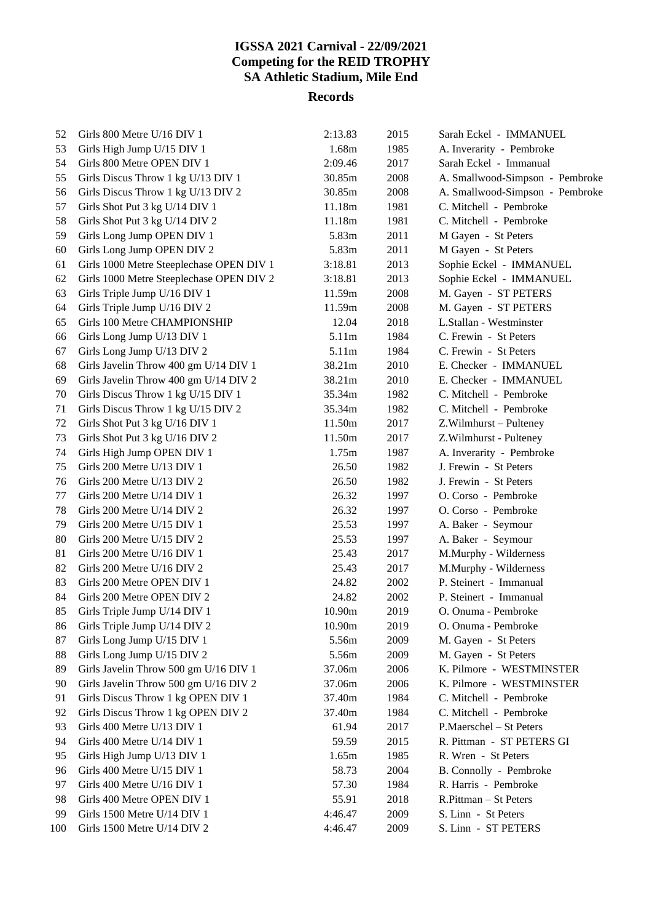# IGSSA 2021 Carnival - 22/09/2021
## Competing for the REID TROPHY
## SA Athletic Stadium, Mile End

### Records

| | | | | |
|---|---|---|---|---|
| 52 | Girls 800 Metre U/16 DIV 1 | 2:13.83 | 2015 | Sarah Eckel - IMMANUEL |
| 53 | Girls High Jump U/15 DIV 1 | 1.68m | 1985 | A. Inverarity - Pembroke |
| 54 | Girls 800 Metre OPEN DIV 1 | 2:09.46 | 2017 | Sarah Eckel - Immanual |
| 55 | Girls Discus Throw 1 kg U/13 DIV 1 | 30.85m | 2008 | A. Smallwood-Simpson - Pembroke |
| 56 | Girls Discus Throw 1 kg U/13 DIV 2 | 30.85m | 2008 | A. Smallwood-Simpson - Pembroke |
| 57 | Girls Shot Put 3 kg U/14 DIV 1 | 11.18m | 1981 | C. Mitchell - Pembroke |
| 58 | Girls Shot Put 3 kg U/14 DIV 2 | 11.18m | 1981 | C. Mitchell - Pembroke |
| 59 | Girls Long Jump OPEN DIV 1 | 5.83m | 2011 | M Gayen - St Peters |
| 60 | Girls Long Jump OPEN DIV 2 | 5.83m | 2011 | M Gayen - St Peters |
| 61 | Girls 1000 Metre Steeplechase OPEN DIV 1 | 3:18.81 | 2013 | Sophie Eckel - IMMANUEL |
| 62 | Girls 1000 Metre Steeplechase OPEN DIV 2 | 3:18.81 | 2013 | Sophie Eckel - IMMANUEL |
| 63 | Girls Triple Jump U/16 DIV 1 | 11.59m | 2008 | M. Gayen - ST PETERS |
| 64 | Girls Triple Jump U/16 DIV 2 | 11.59m | 2008 | M. Gayen - ST PETERS |
| 65 | Girls 100 Metre CHAMPIONSHIP | 12.04 | 2018 | L.Stallan - Westminster |
| 66 | Girls Long Jump U/13 DIV 1 | 5.11m | 1984 | C. Frewin - St Peters |
| 67 | Girls Long Jump U/13 DIV 2 | 5.11m | 1984 | C. Frewin - St Peters |
| 68 | Girls Javelin Throw 400 gm U/14 DIV 1 | 38.21m | 2010 | E. Checker - IMMANUEL |
| 69 | Girls Javelin Throw 400 gm U/14 DIV 2 | 38.21m | 2010 | E. Checker - IMMANUEL |
| 70 | Girls Discus Throw 1 kg U/15 DIV 1 | 35.34m | 1982 | C. Mitchell - Pembroke |
| 71 | Girls Discus Throw 1 kg U/15 DIV 2 | 35.34m | 1982 | C. Mitchell - Pembroke |
| 72 | Girls Shot Put 3 kg U/16 DIV 1 | 11.50m | 2017 | Z.Wilmhurst – Pulteney |
| 73 | Girls Shot Put 3 kg U/16 DIV 2 | 11.50m | 2017 | Z.Wilmhurst - Pulteney |
| 74 | Girls High Jump OPEN DIV 1 | 1.75m | 1987 | A. Inverarity - Pembroke |
| 75 | Girls 200 Metre U/13 DIV 1 | 26.50 | 1982 | J. Frewin - St Peters |
| 76 | Girls 200 Metre U/13 DIV 2 | 26.50 | 1982 | J. Frewin - St Peters |
| 77 | Girls 200 Metre U/14 DIV 1 | 26.32 | 1997 | O. Corso - Pembroke |
| 78 | Girls 200 Metre U/14 DIV 2 | 26.32 | 1997 | O. Corso - Pembroke |
| 79 | Girls 200 Metre U/15 DIV 1 | 25.53 | 1997 | A. Baker - Seymour |
| 80 | Girls 200 Metre U/15 DIV 2 | 25.53 | 1997 | A. Baker - Seymour |
| 81 | Girls 200 Metre U/16 DIV 1 | 25.43 | 2017 | M.Murphy - Wilderness |
| 82 | Girls 200 Metre U/16 DIV 2 | 25.43 | 2017 | M.Murphy - Wilderness |
| 83 | Girls 200 Metre OPEN DIV 1 | 24.82 | 2002 | P. Steinert - Immanual |
| 84 | Girls 200 Metre OPEN DIV 2 | 24.82 | 2002 | P. Steinert - Immanual |
| 85 | Girls Triple Jump U/14 DIV 1 | 10.90m | 2019 | O. Onuma - Pembroke |
| 86 | Girls Triple Jump U/14 DIV 2 | 10.90m | 2019 | O. Onuma - Pembroke |
| 87 | Girls Long Jump U/15 DIV 1 | 5.56m | 2009 | M. Gayen - St Peters |
| 88 | Girls Long Jump U/15 DIV 2 | 5.56m | 2009 | M. Gayen - St Peters |
| 89 | Girls Javelin Throw 500 gm U/16 DIV 1 | 37.06m | 2006 | K. Pilmore - WESTMINSTER |
| 90 | Girls Javelin Throw 500 gm U/16 DIV 2 | 37.06m | 2006 | K. Pilmore - WESTMINSTER |
| 91 | Girls Discus Throw 1 kg OPEN DIV 1 | 37.40m | 1984 | C. Mitchell - Pembroke |
| 92 | Girls Discus Throw 1 kg OPEN DIV 2 | 37.40m | 1984 | C. Mitchell - Pembroke |
| 93 | Girls 400 Metre U/13 DIV 1 | 61.94 | 2017 | P.Maerschel – St Peters |
| 94 | Girls 400 Metre U/14 DIV 1 | 59.59 | 2015 | R. Pittman - ST PETERS GI |
| 95 | Girls High Jump U/13 DIV 1 | 1.65m | 1985 | R. Wren - St Peters |
| 96 | Girls 400 Metre U/15 DIV 1 | 58.73 | 2004 | B. Connolly - Pembroke |
| 97 | Girls 400 Metre U/16 DIV 1 | 57.30 | 1984 | R. Harris - Pembroke |
| 98 | Girls 400 Metre OPEN DIV 1 | 55.91 | 2018 | R.Pittman – St Peters |
| 99 | Girls 1500 Metre U/14 DIV 1 | 4:46.47 | 2009 | S. Linn - St Peters |
| 100 | Girls 1500 Metre U/14 DIV 2 | 4:46.47 | 2009 | S. Linn - ST PETERS |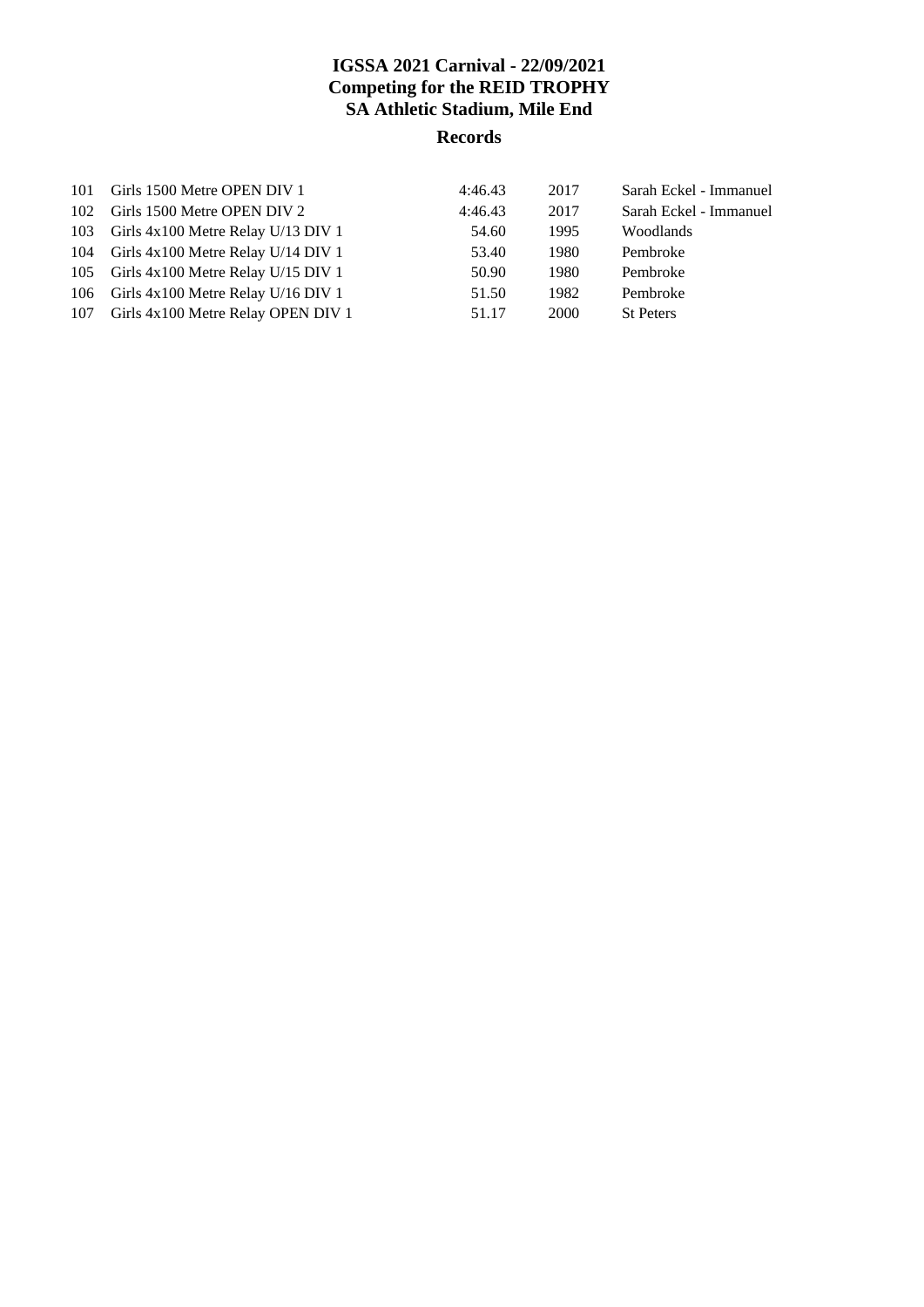# IGSSA 2021 Carnival - 22/09/2021
## Competing for the REID TROPHY
## SA Athletic Stadium, Mile End

### Records

| | | | | |
|---|---|---|---|---|
| 101 | Girls 1500 Metre OPEN DIV 1 | 4:46.43 | 2017 | Sarah Eckel - Immanuel |
| 102 | Girls 1500 Metre OPEN DIV 2 | 4:46.43 | 2017 | Sarah Eckel - Immanuel |
| 103 | Girls 4x100 Metre Relay U/13 DIV 1 | 54.60 | 1995 | Woodlands |
| 104 | Girls 4x100 Metre Relay U/14 DIV 1 | 53.40 | 1980 | Pembroke |
| 105 | Girls 4x100 Metre Relay U/15 DIV 1 | 50.90 | 1980 | Pembroke |
| 106 | Girls 4x100 Metre Relay U/16 DIV 1 | 51.50 | 1982 | Pembroke |
| 107 | Girls 4x100 Metre Relay OPEN DIV 1 | 51.17 | 2000 | St Peters |